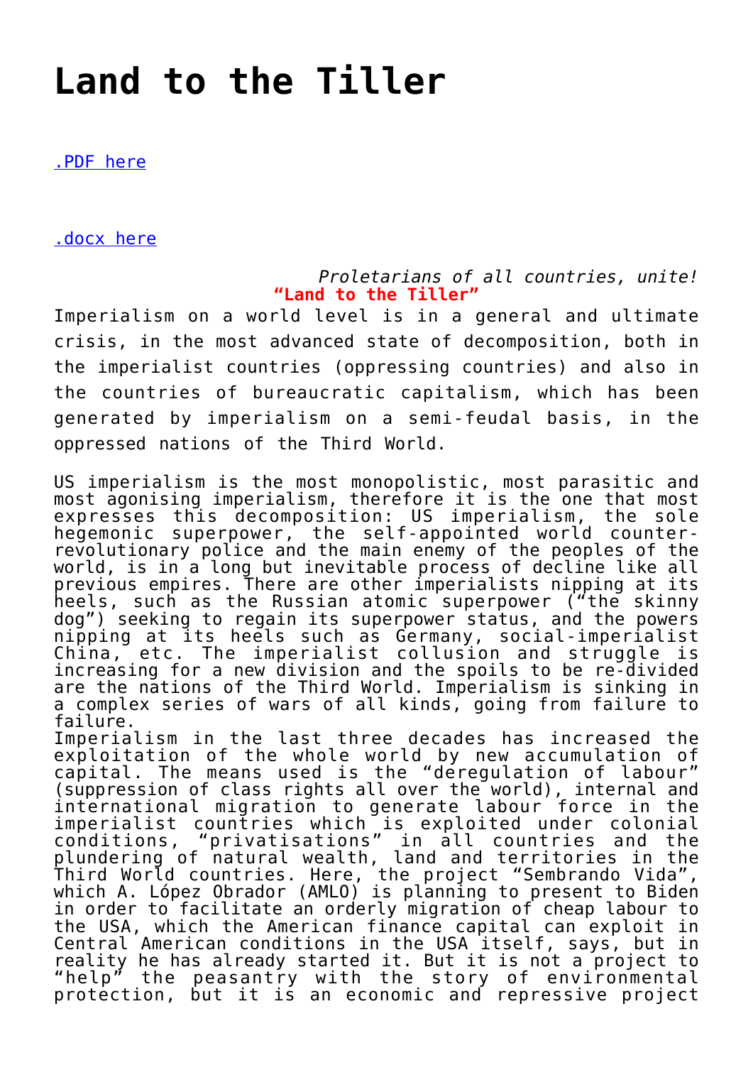# Land to the Tiller

[.PDF here](#)

[.docx here](#)

*Proletarians of all countries, unite!*

**"Land to the Tiller"**

Imperialism on a world level is in a general and ultimate crisis, in the most advanced state of decomposition, both in the imperialist countries (oppressing countries) and also in the countries of bureaucratic capitalism, which has been generated by imperialism on a semi-feudal basis, in the oppressed nations of the Third World.

US imperialism is the most monopolistic, most parasitic and most agonising imperialism, therefore it is the one that most expresses this decomposition: US imperialism, the sole hegemonic superpower, the self-appointed world counter-revolutionary police and the main enemy of the peoples of the world, is in a long but inevitable process of decline like all previous empires. There are other imperialists nipping at its heels, such as the Russian atomic superpower ("the skinny dog") seeking to regain its superpower status, and the powers nipping at its heels such as Germany, social-imperialist China, etc. The imperialist collusion and struggle is increasing for a new division and the spoils to be re-divided are the nations of the Third World. Imperialism is sinking in a complex series of wars of all kinds, going from failure to failure.

Imperialism in the last three decades has increased the exploitation of the whole world by new accumulation of capital. The means used is the "deregulation of labour" (suppression of class rights all over the world), internal and international migration to generate labour force in the imperialist countries which is exploited under colonial conditions, "privatisations" in all countries and the plundering of natural wealth, land and territories in the Third World countries. Here, the project "Sembrando Vida", which A. López Obrador (AMLO) is planning to present to Biden in order to facilitate an orderly migration of cheap labour to the USA, which the American finance capital can exploit in Central American conditions in the USA itself, says, but in reality he has already started it. But it is not a project to "help" the peasantry with the story of environmental protection, but it is an economic and repressive project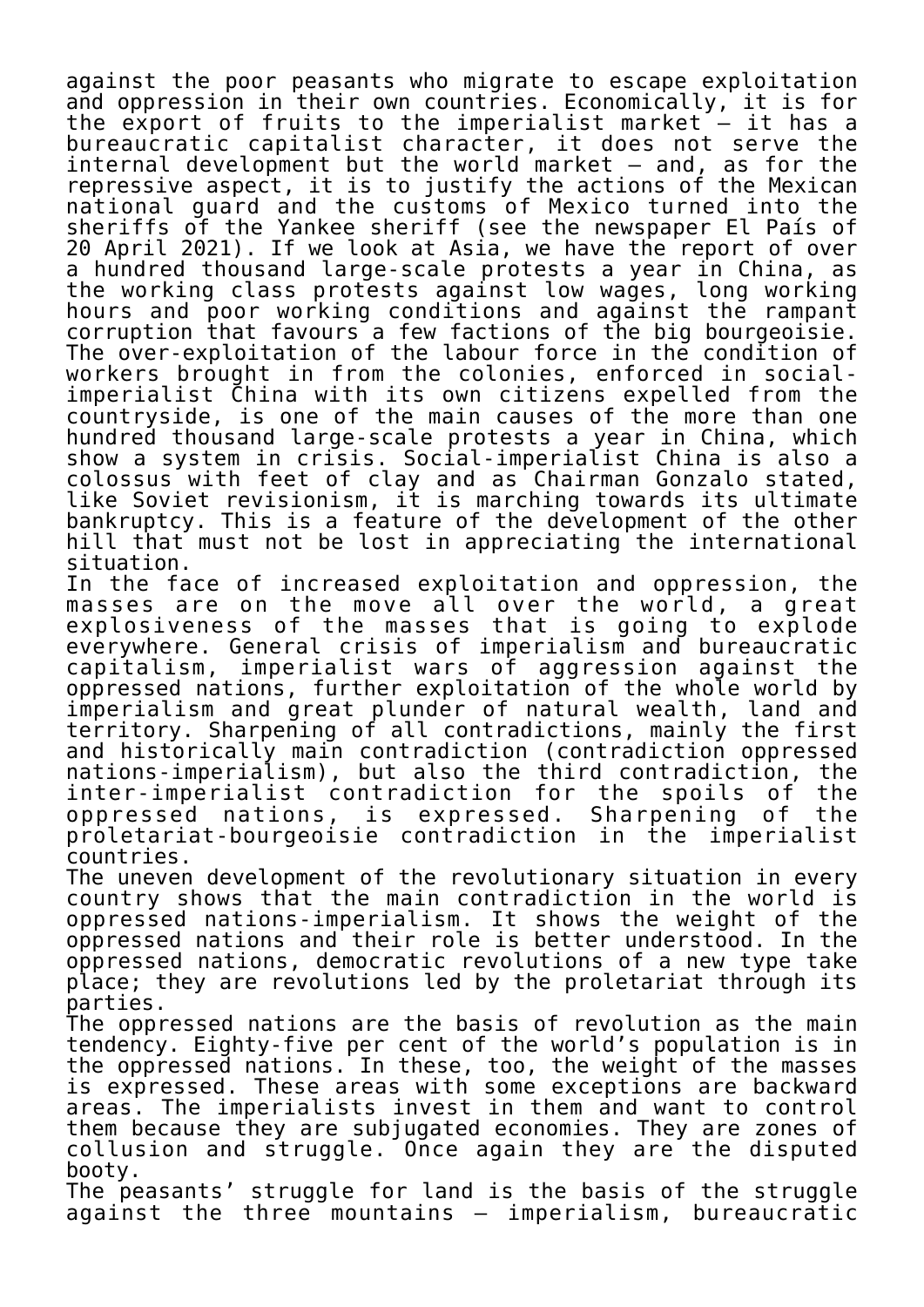against the poor peasants who migrate to escape exploitation and oppression in their own countries. Economically, it is for the export of fruits to the imperialist market – it has a bureaucratic capitalist character, it does not serve the internal development but the world market – and, as for the repressive aspect, it is to justify the actions of the Mexican national guard and the customs of Mexico turned into the sheriffs of the Yankee sheriff (see the newspaper El País of 20 April 2021). If we look at Asia, we have the report of over a hundred thousand large-scale protests a year in China, as the working class protests against low wages, long working hours and poor working conditions and against the rampant corruption that favours a few factions of the big bourgeoisie. The over-exploitation of the labour force in the condition of workers brought in from the colonies, enforced in social-imperialist China with its own citizens expelled from the countryside, is one of the main causes of the more than one hundred thousand large-scale protests a year in China, which show a system in crisis. Social-imperialist China is also a colossus with feet of clay and as Chairman Gonzalo stated, like Soviet revisionism, it is marching towards its ultimate bankruptcy. This is a feature of the development of the other hill that must not be lost in appreciating the international situation.

In the face of increased exploitation and oppression, the masses are on the move all over the world, a great explosiveness of the masses that is going to explode everywhere. General crisis of imperialism and bureaucratic capitalism, imperialist wars of aggression against the oppressed nations, further exploitation of the whole world by imperialism and great plunder of natural wealth, land and territory. Sharpening of all contradictions, mainly the first and historically main contradiction (contradiction oppressed nations-imperialism), but also the third contradiction, the inter-imperialist contradiction for the spoils of the oppressed nations, is expressed. Sharpening of the proletariat-bourgeoisie contradiction in the imperialist countries.

The uneven development of the revolutionary situation in every country shows that the main contradiction in the world is oppressed nations-imperialism. It shows the weight of the oppressed nations and their role is better understood. In the oppressed nations, democratic revolutions of a new type take place; they are revolutions led by the proletariat through its parties.

The oppressed nations are the basis of revolution as the main tendency. Eighty-five per cent of the world's population is in the oppressed nations. In these, too, the weight of the masses is expressed. These areas with some exceptions are backward areas. The imperialists invest in them and want to control them because they are subjugated economies. They are zones of collusion and struggle. Once again they are the disputed booty.

The peasants' struggle for land is the basis of the struggle against the three mountains – imperialism, bureaucratic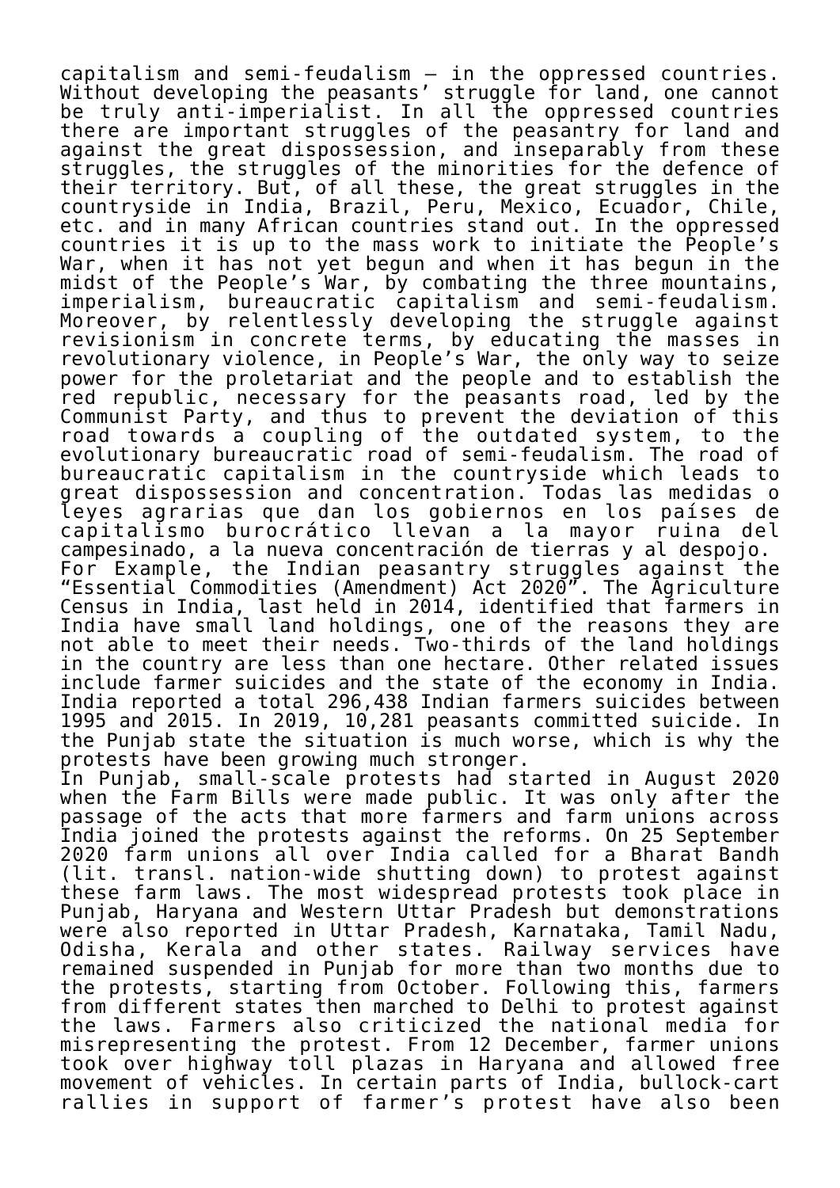capitalism and semi-feudalism – in the oppressed countries. Without developing the peasants' struggle for land, one cannot be truly anti-imperialist. In all the oppressed countries there are important struggles of the peasantry for land and against the great dispossession, and inseparably from these struggles, the struggles of the minorities for the defence of their territory. But, of all these, the great struggles in the countryside in India, Brazil, Peru, Mexico, Ecuador, Chile, etc. and in many African countries stand out. In the oppressed countries it is up to the mass work to initiate the People's War, when it has not yet begun and when it has begun in the midst of the People's War, by combating the three mountains, imperialism, bureaucratic capitalism and semi-feudalism. Moreover, by relentlessly developing the struggle against revisionism in concrete terms, by educating the masses in revolutionary violence, in People's War, the only way to seize power for the proletariat and the people and to establish the red republic, necessary for the peasants road, led by the Communist Party, and thus to prevent the deviation of this road towards a coupling of the outdated system, to the evolutionary bureaucratic road of semi-feudalism. The road of bureaucratic capitalism in the countryside which leads to great dispossession and concentration. Todas las medidas o leyes agrarias que dan los gobiernos en los países de capitalismo burocrático llevan a la mayor ruina del campesinado, a la nueva concentración de tierras y al despojo.

For Example, the Indian peasantry struggles against the "Essential Commodities (Amendment) Act 2020". The Agriculture Census in India, last held in 2014, identified that farmers in India have small land holdings, one of the reasons they are not able to meet their needs. Two-thirds of the land holdings in the country are less than one hectare. Other related issues include farmer suicides and the state of the economy in India. India reported a total 296,438 Indian farmers suicides between 1995 and 2015. In 2019, 10,281 peasants committed suicide. In the Punjab state the situation is much worse, which is why the protests have been growing much stronger.

In Punjab, small-scale protests had started in August 2020 when the Farm Bills were made public. It was only after the passage of the acts that more farmers and farm unions across India joined the protests against the reforms. On 25 September 2020 farm unions all over India called for a Bharat Bandh (lit. transl. nation-wide shutting down) to protest against these farm laws. The most widespread protests took place in Punjab, Haryana and Western Uttar Pradesh but demonstrations were also reported in Uttar Pradesh, Karnataka, Tamil Nadu, Odisha, Kerala and other states. Railway services have remained suspended in Punjab for more than two months due to the protests, starting from October. Following this, farmers from different states then marched to Delhi to protest against the laws. Farmers also criticized the national media for misrepresenting the protest. From 12 December, farmer unions took over highway toll plazas in Haryana and allowed free movement of vehicles. In certain parts of India, bullock-cart rallies in support of farmer's protest have also been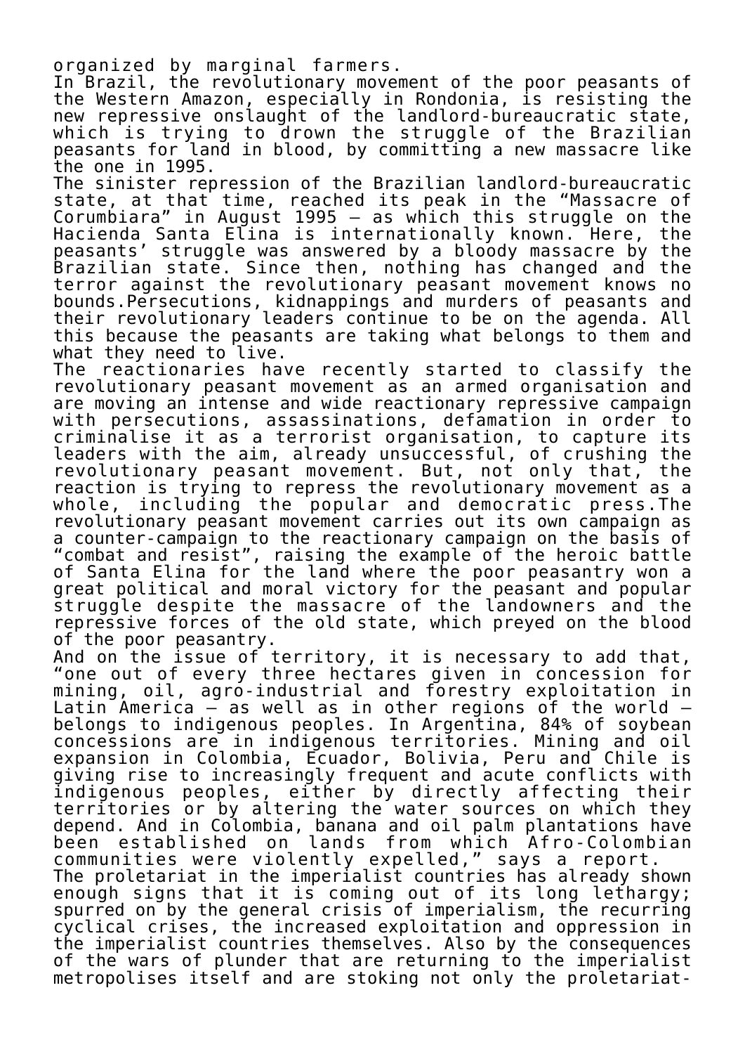organized by marginal farmers.

In Brazil, the revolutionary movement of the poor peasants of the Western Amazon, especially in Rondonia, is resisting the new repressive onslaught of the landlord-bureaucratic state, which is trying to drown the struggle of the Brazilian peasants for land in blood, by committing a new massacre like the one in 1995.

The sinister repression of the Brazilian landlord-bureaucratic state, at that time, reached its peak in the "Massacre of Corumbiara" in August 1995 – as which this struggle on the Hacienda Santa Elina is internationally known. Here, the peasants' struggle was answered by a bloody massacre by the Brazilian state. Since then, nothing has changed and the terror against the revolutionary peasant movement knows no bounds.Persecutions, kidnappings and murders of peasants and their revolutionary leaders continue to be on the agenda. All this because the peasants are taking what belongs to them and what they need to live.

The reactionaries have recently started to classify the revolutionary peasant movement as an armed organisation and are moving an intense and wide reactionary repressive campaign with persecutions, assassinations, defamation in order to criminalise it as a terrorist organisation, to capture its leaders with the aim, already unsuccessful, of crushing the revolutionary peasant movement. But, not only that, the reaction is trying to repress the revolutionary movement as a whole, including the popular and democratic press.The revolutionary peasant movement carries out its own campaign as a counter-campaign to the reactionary campaign on the basis of "combat and resist", raising the example of the heroic battle of Santa Elina for the land where the poor peasantry won a great political and moral victory for the peasant and popular struggle despite the massacre of the landowners and the repressive forces of the old state, which preyed on the blood of the poor peasantry.

And on the issue of territory, it is necessary to add that, "one out of every three hectares given in concession for mining, oil, agro-industrial and forestry exploitation in Latin America – as well as in other regions of the world – belongs to indigenous peoples. In Argentina, 84% of soybean concessions are in indigenous territories. Mining and oil expansion in Colombia, Ecuador, Bolivia, Peru and Chile is giving rise to increasingly frequent and acute conflicts with indigenous peoples, either by directly affecting their territories or by altering the water sources on which they depend. And in Colombia, banana and oil palm plantations have been established on lands from which Afro-Colombian communities were violently expelled," says a report.

The proletariat in the imperialist countries has already shown enough signs that it is coming out of its long lethargy; spurred on by the general crisis of imperialism, the recurring cyclical crises, the increased exploitation and oppression in the imperialist countries themselves. Also by the consequences of the wars of plunder that are returning to the imperialist metropolises itself and are stoking not only the proletariat-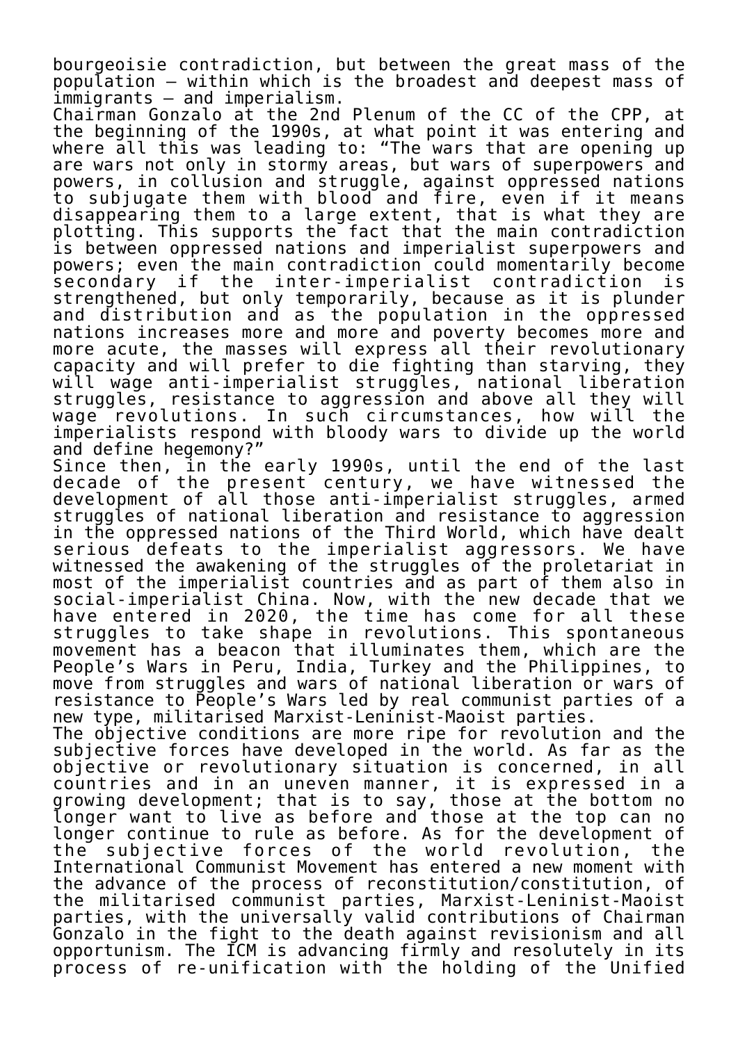bourgeoisie contradiction, but between the great mass of the population – within which is the broadest and deepest mass of immigrants – and imperialism.

Chairman Gonzalo at the 2nd Plenum of the CC of the CPP, at the beginning of the 1990s, at what point it was entering and where all this was leading to: "The wars that are opening up are wars not only in stormy areas, but wars of superpowers and powers, in collusion and struggle, against oppressed nations to subjugate them with blood and fire, even if it means disappearing them to a large extent, that is what they are plotting. This supports the fact that the main contradiction is between oppressed nations and imperialist superpowers and powers; even the main contradiction could momentarily become secondary if the inter-imperialist contradiction is strengthened, but only temporarily, because as it is plunder and distribution and as the population in the oppressed nations increases more and more and poverty becomes more and more acute, the masses will express all their revolutionary capacity and will prefer to die fighting than starving, they will wage anti-imperialist struggles, national liberation struggles, resistance to aggression and above all they will wage revolutions. In such circumstances, how will the imperialists respond with bloody wars to divide up the world and define hegemony?"

Since then, in the early 1990s, until the end of the last decade of the present century, we have witnessed the development of all those anti-imperialist struggles, armed struggles of national liberation and resistance to aggression in the oppressed nations of the Third World, which have dealt serious defeats to the imperialist aggressors. We have witnessed the awakening of the struggles of the proletariat in most of the imperialist countries and as part of them also in social-imperialist China. Now, with the new decade that we have entered in 2020, the time has come for all these struggles to take shape in revolutions. This spontaneous movement has a beacon that illuminates them, which are the People's Wars in Peru, India, Turkey and the Philippines, to move from struggles and wars of national liberation or wars of resistance to People's Wars led by real communist parties of a new type, militarised Marxist-Leninist-Maoist parties.

The objective conditions are more ripe for revolution and the subjective forces have developed in the world. As far as the objective or revolutionary situation is concerned, in all countries and in an uneven manner, it is expressed in a growing development; that is to say, those at the bottom no longer want to live as before and those at the top can no longer continue to rule as before. As for the development of the subjective forces of the world revolution, the International Communist Movement has entered a new moment with the advance of the process of reconstitution/constitution, of the militarised communist parties, Marxist-Leninist-Maoist parties, with the universally valid contributions of Chairman Gonzalo in the fight to the death against revisionism and all opportunism. The ICM is advancing firmly and resolutely in its process of re-unification with the holding of the Unified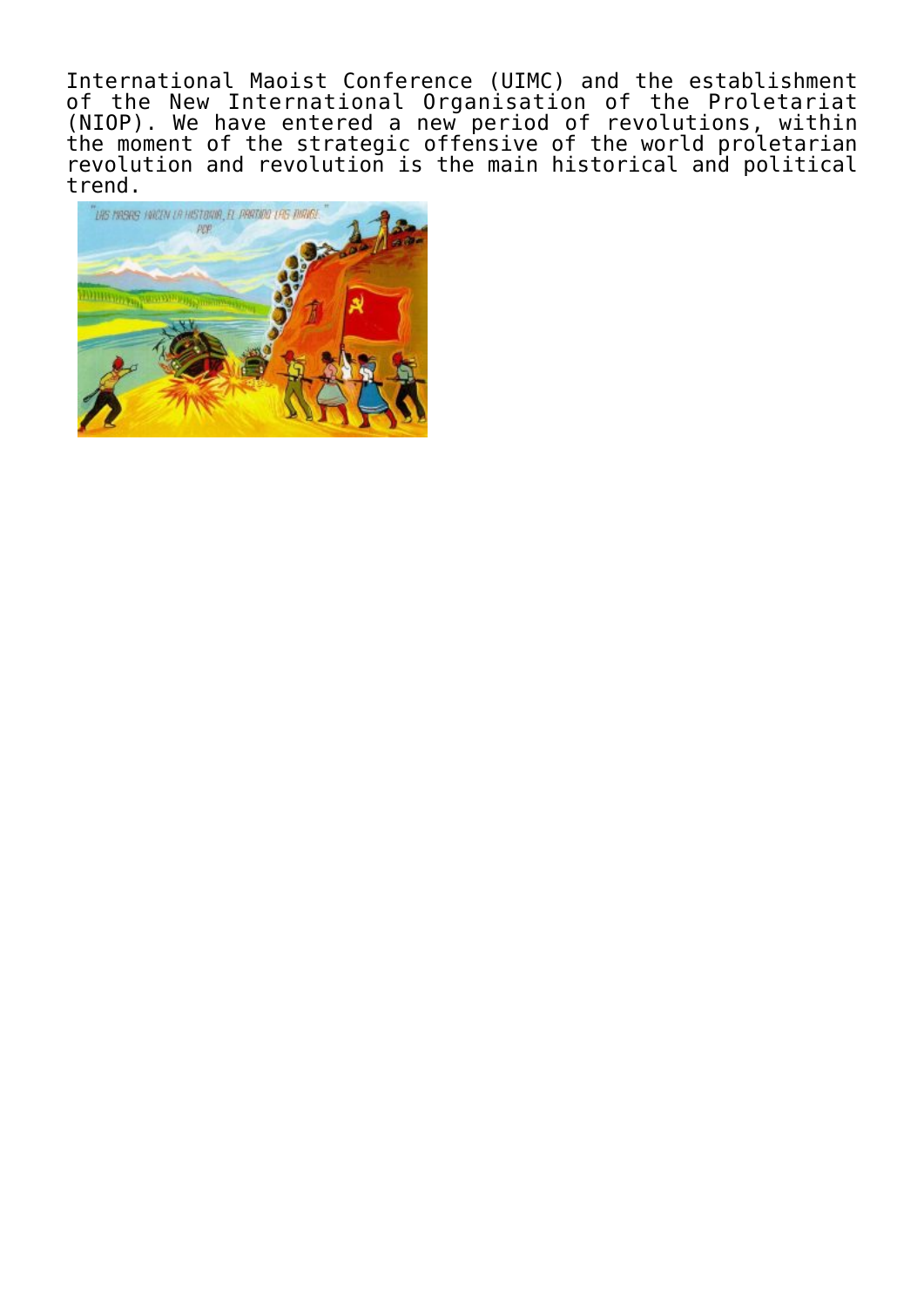International Maoist Conference (UIMC) and the establishment of the New International Organisation of the Proletariat (NIOP). We have entered a new period of revolutions, within the moment of the strategic offensive of the world proletarian revolution and revolution is the main historical and political trend.